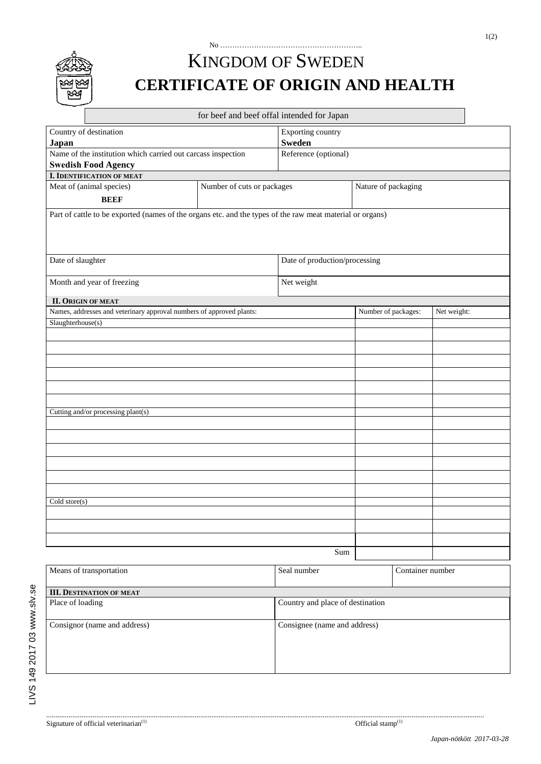No ……………………………………………………..

# KINGDOM OF SWEDEN

# CERTIFICATE OF ORIGIN AND HEALTH

for beef and beef offal intended for Japan

| Country of destination<br>**Japan** | Exporting country<br>**Sweden** |
|---|---|
| Name of the institution which carried out carcass inspection<br>**Swedish Food Agency** | Reference (optional) |

**I. IDENTIFICATION OF MEAT**

| Meat of (animal species)<br>**BEEF** | Number of cuts or packages | Nature of packaging |
|---|---|---|

| Part of cattle to be exported (names of the organs etc. and the types of the raw meat material or organs) |
|---|
| |

| Date of slaughter | Date of production/processing |
|---|---|
| Month and year of freezing | Net weight |

**II. ORIGIN OF MEAT**

| Names, addresses and veterinary approval numbers of approved plants: | Number of packages: | Net weight: |
|---|---|---|
| Slaughterhouse(s) | | |
| | | |
| | | |
| | | |
| | | |
| | | |
| | | |
| Cutting and/or processing plant(s) | | |
| | | |
| | | |
| | | |
| | | |
| | | |
| | | |
| Cold store(s) | | |
| | | |
| | | |
| | | |
| Sum | | |

| Means of transportation | Seal number | Container number |
|---|---|---|

**III. DESTINATION OF MEAT**

| Place of loading | Country and place of destination |
|---|---|
| Consignor (name and address) | Consignee (name and address) |

………………………………………………………………………………………………………………………………

Signature of official veterinarian[(1)]　　　　Official stamp[(1)]

LIVS 149 2017 03 www.slv.se

*Japan-nötkött 2017-03-28*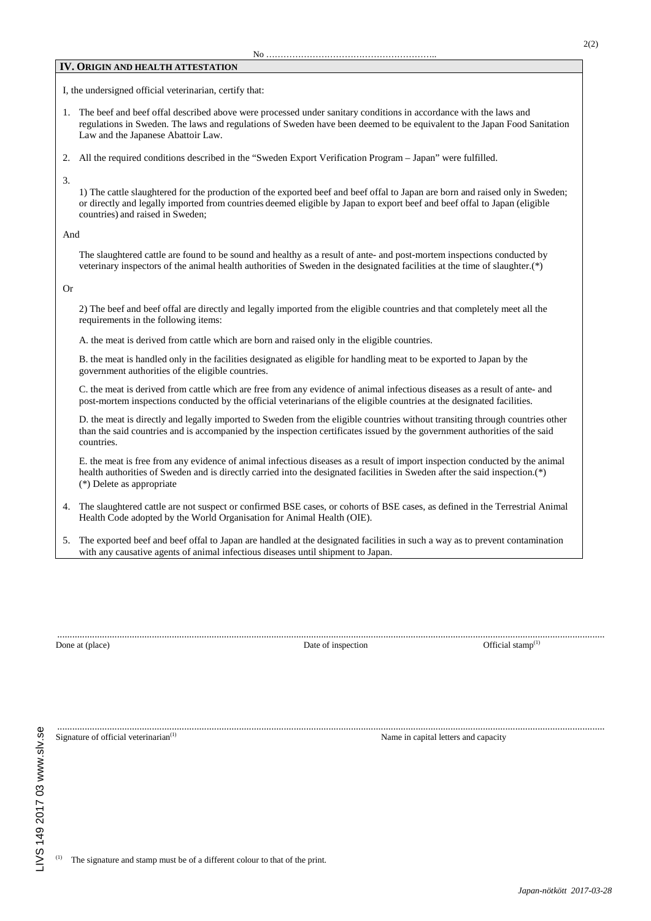No …………………………………………………..

## IV. ORIGIN AND HEALTH ATTESTATION

I, the undersigned official veterinarian, certify that:

1. The beef and beef offal described above were processed under sanitary conditions in accordance with the laws and regulations in Sweden. The laws and regulations of Sweden have been deemed to be equivalent to the Japan Food Sanitation Law and the Japanese Abattoir Law.

2. All the required conditions described in the "Sweden Export Verification Program – Japan" were fulfilled.

3.

   1) The cattle slaughtered for the production of the exported beef and beef offal to Japan are born and raised only in Sweden; or directly and legally imported from countries deemed eligible by Japan to export beef and beef offal to Japan (eligible countries) and raised in Sweden;

And

   The slaughtered cattle are found to be sound and healthy as a result of ante- and post-mortem inspections conducted by veterinary inspectors of the animal health authorities of Sweden in the designated facilities at the time of slaughter.(*)

Or

   2) The beef and beef offal are directly and legally imported from the eligible countries and that completely meet all the requirements in the following items:

   A. the meat is derived from cattle which are born and raised only in the eligible countries.

   B. the meat is handled only in the facilities designated as eligible for handling meat to be exported to Japan by the government authorities of the eligible countries.

   C. the meat is derived from cattle which are free from any evidence of animal infectious diseases as a result of ante- and post-mortem inspections conducted by the official veterinarians of the eligible countries at the designated facilities.

   D. the meat is directly and legally imported to Sweden from the eligible countries without transiting through countries other than the said countries and is accompanied by the inspection certificates issued by the government authorities of the said countries.

   E. the meat is free from any evidence of animal infectious diseases as a result of import inspection conducted by the animal health authorities of Sweden and is directly carried into the designated facilities in Sweden after the said inspection.(*)
   (*) Delete as appropriate

4. The slaughtered cattle are not suspect or confirmed BSE cases, or cohorts of BSE cases, as defined in the Terrestrial Animal Health Code adopted by the World Organisation for Animal Health (OIE).

5. The exported beef and beef offal to Japan are handled at the designated facilities in such a way as to prevent contamination with any causative agents of animal infectious diseases until shipment to Japan.

.......................................................................................................................................................

Done at (place) — Date of inspection — Official stamp[1]

.......................................................................................................................................................

Signature of official veterinarian[1] — Name in capital letters and capacity

[1] The signature and stamp must be of a different colour to that of the print.